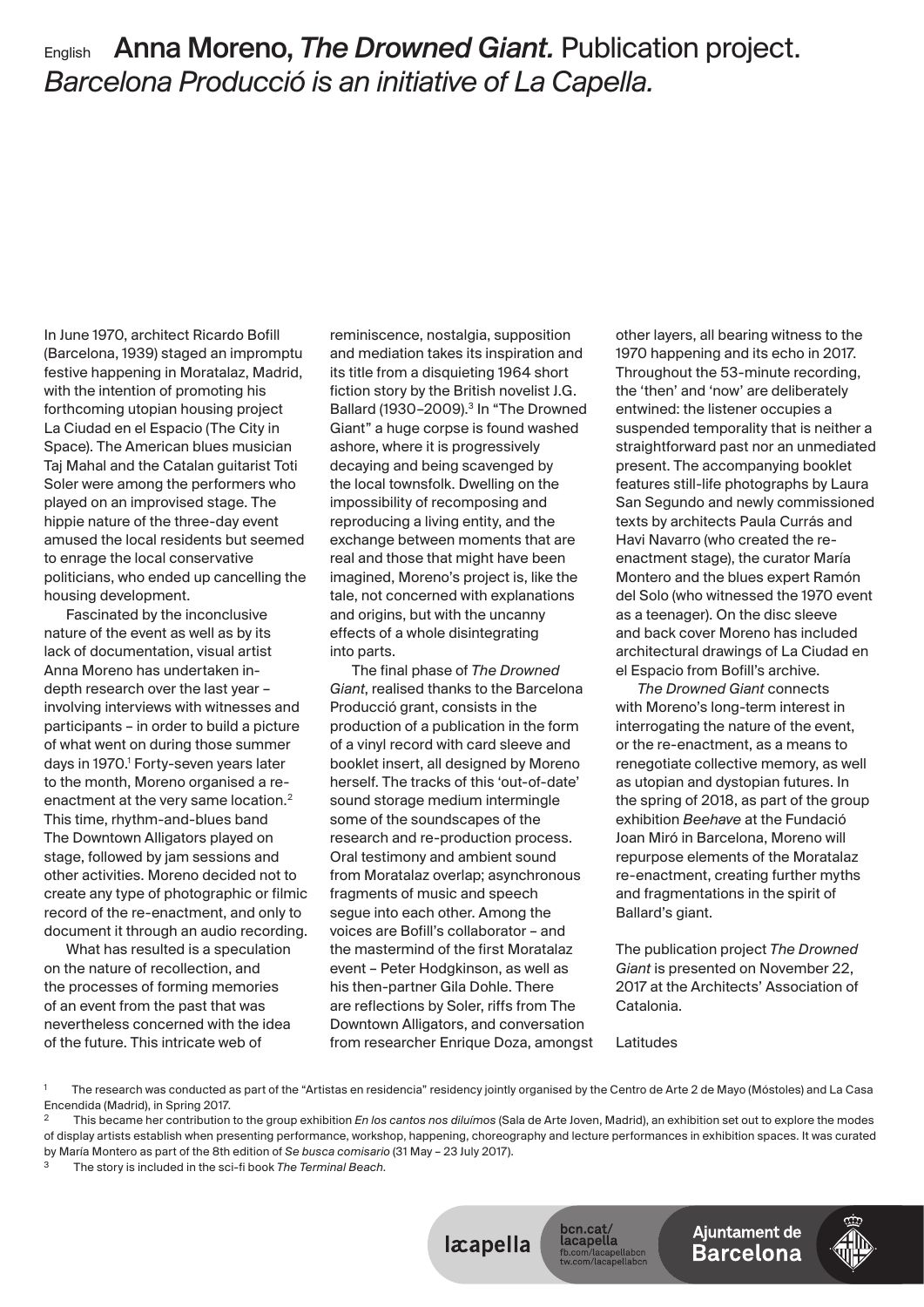English **Anna Moreno, *The Drowned Giant.*** Publication project.
*Barcelona Producció is an initiative of La Capella.*

In June 1970, architect Ricardo Bofill (Barcelona, 1939) staged an impromptu festive happening in Moratalaz, Madrid, with the intention of promoting his forthcoming utopian housing project La Ciudad en el Espacio (The City in Space). The American blues musician Taj Mahal and the Catalan guitarist Toti Soler were among the performers who played on an improvised stage. The hippie nature of the three-day event amused the local residents but seemed to enrage the local conservative politicians, who ended up cancelling the housing development.

Fascinated by the inconclusive nature of the event as well as by its lack of documentation, visual artist Anna Moreno has undertaken in-depth research over the last year – involving interviews with witnesses and participants – in order to build a picture of what went on during those summer days in 1970.[1] Forty-seven years later to the month, Moreno organised a re-enactment at the very same location.[2] This time, rhythm-and-blues band The Downtown Alligators played on stage, followed by jam sessions and other activities. Moreno decided not to create any type of photographic or filmic record of the re-enactment, and only to document it through an audio recording.

What has resulted is a speculation on the nature of recollection, and the processes of forming memories of an event from the past that was nevertheless concerned with the idea of the future. This intricate web of reminiscence, nostalgia, supposition and mediation takes its inspiration and its title from a disquieting 1964 short fiction story by the British novelist J.G. Ballard (1930–2009).[3] In "The Drowned Giant" a huge corpse is found washed ashore, where it is progressively decaying and being scavenged by the local townsfolk. Dwelling on the impossibility of recomposing and reproducing a living entity, and the exchange between moments that are real and those that might have been imagined, Moreno's project is, like the tale, not concerned with explanations and origins, but with the uncanny effects of a whole disintegrating into parts.

The final phase of *The Drowned Giant*, realised thanks to the Barcelona Producció grant, consists in the production of a publication in the form of a vinyl record with card sleeve and booklet insert, all designed by Moreno herself. The tracks of this 'out-of-date' sound storage medium intermingle some of the soundscapes of the research and re-production process. Oral testimony and ambient sound from Moratalaz overlap; asynchronous fragments of music and speech segue into each other. Among the voices are Bofill's collaborator – and the mastermind of the first Moratalaz event – Peter Hodgkinson, as well as his then-partner Gila Dohle. There are reflections by Soler, riffs from The Downtown Alligators, and conversation from researcher Enrique Doza, amongst other layers, all bearing witness to the 1970 happening and its echo in 2017. Throughout the 53-minute recording, the 'then' and 'now' are deliberately entwined: the listener occupies a suspended temporality that is neither a straightforward past nor an unmediated present. The accompanying booklet features still-life photographs by Laura San Segundo and newly commissioned texts by architects Paula Currás and Havi Navarro (who created the re-enactment stage), the curator María Montero and the blues expert Ramón del Solo (who witnessed the 1970 event as a teenager). On the disc sleeve and back cover Moreno has included architectural drawings of La Ciudad en el Espacio from Bofill's archive.

*The Drowned Giant* connects with Moreno's long-term interest in interrogating the nature of the event, or the re-enactment, as a means to renegotiate collective memory, as well as utopian and dystopian futures. In the spring of 2018, as part of the group exhibition *Beehave* at the Fundació Joan Miró in Barcelona, Moreno will repurpose elements of the Moratalaz re-enactment, creating further myths and fragmentations in the spirit of Ballard's giant.

The publication project *The Drowned Giant* is presented on November 22, 2017 at the Architects' Association of Catalonia.

Latitudes

[1] The research was conducted as part of the "Artistas en residencia" residency jointly organised by the Centro de Arte 2 de Mayo (Móstoles) and La Casa Encendida (Madrid), in Spring 2017.

[2] This became her contribution to the group exhibition *En los cantos nos diluímos* (Sala de Arte Joven, Madrid), an exhibition set out to explore the modes of display artists establish when presenting performance, workshop, happening, choreography and lecture performances in exhibition spaces. It was curated by María Montero as part of the 8th edition of *Se busca comisario* (31 May – 23 July 2017).

[3] The story is included in the sci-fi book *The Terminal Beach*.

lacapella bcn.cat/lacapella fb.com/lacapellabcn tw.com/lacapellabcn Ajuntament de Barcelona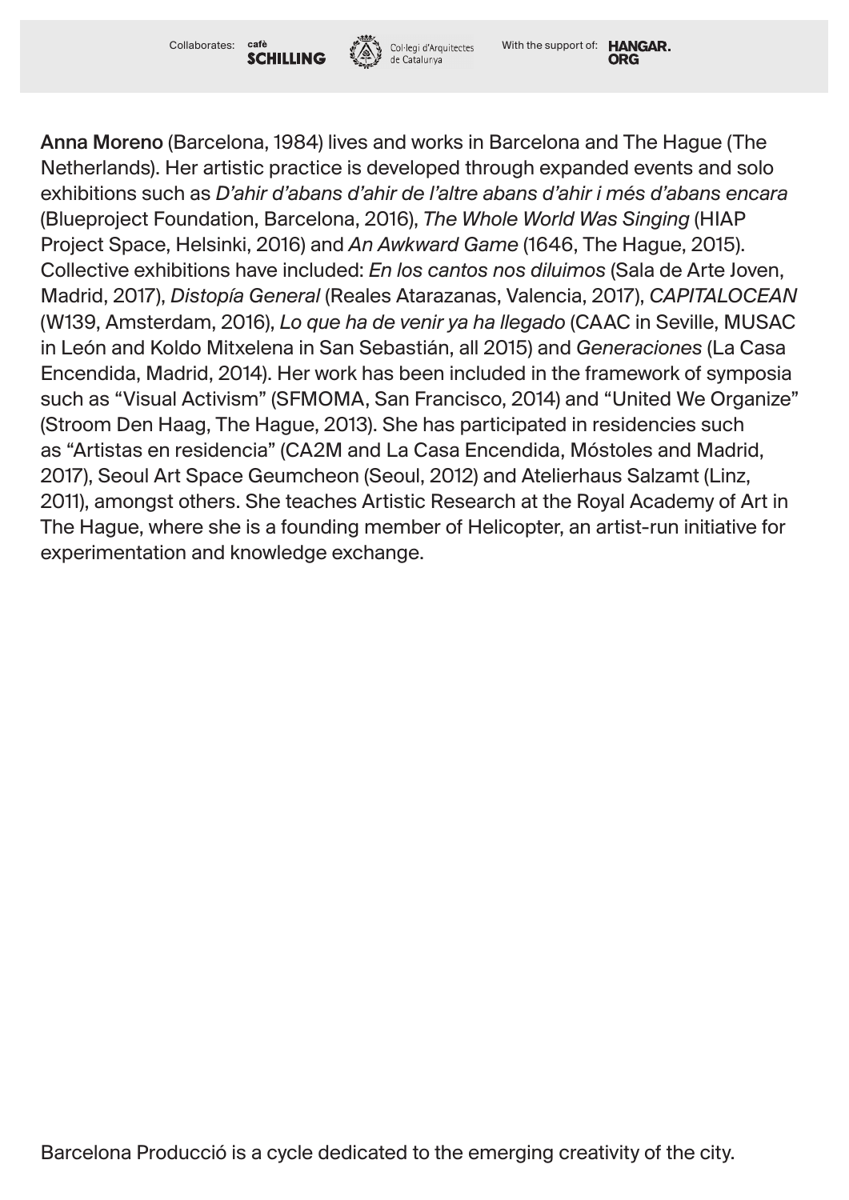Collaborates: cafè SCHILLING · Col·legi d'Arquitectes de Catalunya · With the support of: HANGAR.ORG

**Anna Moreno** (Barcelona, 1984) lives and works in Barcelona and The Hague (The Netherlands). Her artistic practice is developed through expanded events and solo exhibitions such as *D'ahir d'abans d'ahir de l'altre abans d'ahir i més d'abans encara* (Blueproject Foundation, Barcelona, 2016), *The Whole World Was Singing* (HIAP Project Space, Helsinki, 2016) and *An Awkward Game* (1646, The Hague, 2015). Collective exhibitions have included: *En los cantos nos diluimos* (Sala de Arte Joven, Madrid, 2017), *Distopía General* (Reales Atarazanas, Valencia, 2017), *CAPITALOCEAN* (W139, Amsterdam, 2016), *Lo que ha de venir ya ha llegado* (CAAC in Seville, MUSAC in León and Koldo Mitxelena in San Sebastián, all 2015) and *Generaciones* (La Casa Encendida, Madrid, 2014). Her work has been included in the framework of symposia such as "Visual Activism" (SFMOMA, San Francisco, 2014) and "United We Organize" (Stroom Den Haag, The Hague, 2013). She has participated in residencies such as "Artistas en residencia" (CA2M and La Casa Encendida, Móstoles and Madrid, 2017), Seoul Art Space Geumcheon (Seoul, 2012) and Atelierhaus Salzamt (Linz, 2011), amongst others. She teaches Artistic Research at the Royal Academy of Art in The Hague, where she is a founding member of Helicopter, an artist-run initiative for experimentation and knowledge exchange.

Barcelona Producció is a cycle dedicated to the emerging creativity of the city.